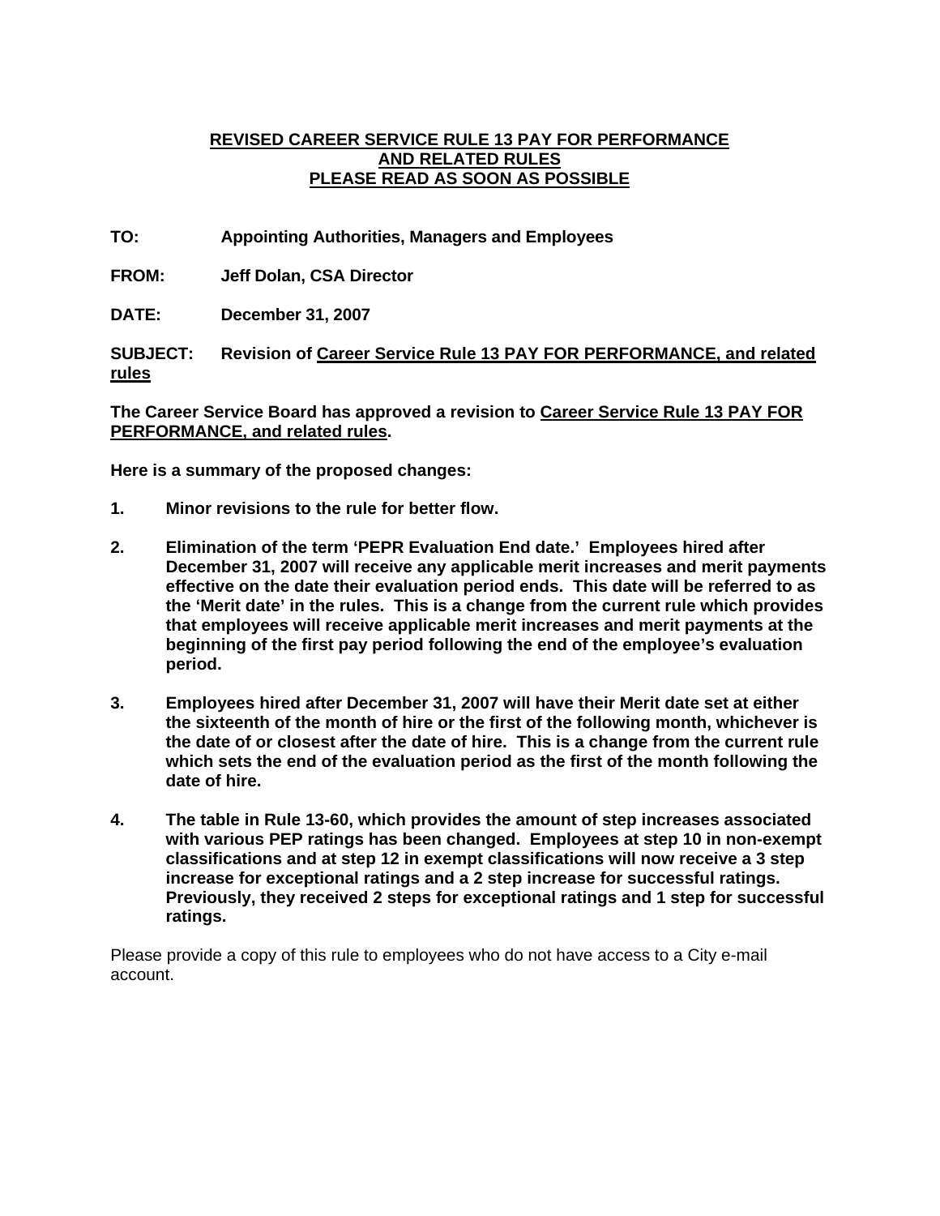# REVISED CAREER SERVICE RULE 13 PAY FOR PERFORMANCE AND RELATED RULES PLEASE READ AS SOON AS POSSIBLE

**TO:** Appointing Authorities, Managers and Employees

**FROM:** Jeff Dolan, CSA Director

**DATE:** December 31, 2007

**SUBJECT:** Revision of Career Service Rule 13 PAY FOR PERFORMANCE, and related rules

**The Career Service Board has approved a revision to Career Service Rule 13 PAY FOR PERFORMANCE, and related rules.**

**Here is a summary of the proposed changes:**

1. **Minor revisions to the rule for better flow.**

2. **Elimination of the term 'PEPR Evaluation End date.' Employees hired after December 31, 2007 will receive any applicable merit increases and merit payments effective on the date their evaluation period ends. This date will be referred to as the 'Merit date' in the rules. This is a change from the current rule which provides that employees will receive applicable merit increases and merit payments at the beginning of the first pay period following the end of the employee's evaluation period.**

3. **Employees hired after December 31, 2007 will have their Merit date set at either the sixteenth of the month of hire or the first of the following month, whichever is the date of or closest after the date of hire. This is a change from the current rule which sets the end of the evaluation period as the first of the month following the date of hire.**

4. **The table in Rule 13-60, which provides the amount of step increases associated with various PEP ratings has been changed. Employees at step 10 in non-exempt classifications and at step 12 in exempt classifications will now receive a 3 step increase for exceptional ratings and a 2 step increase for successful ratings. Previously, they received 2 steps for exceptional ratings and 1 step for successful ratings.**

Please provide a copy of this rule to employees who do not have access to a City e-mail account.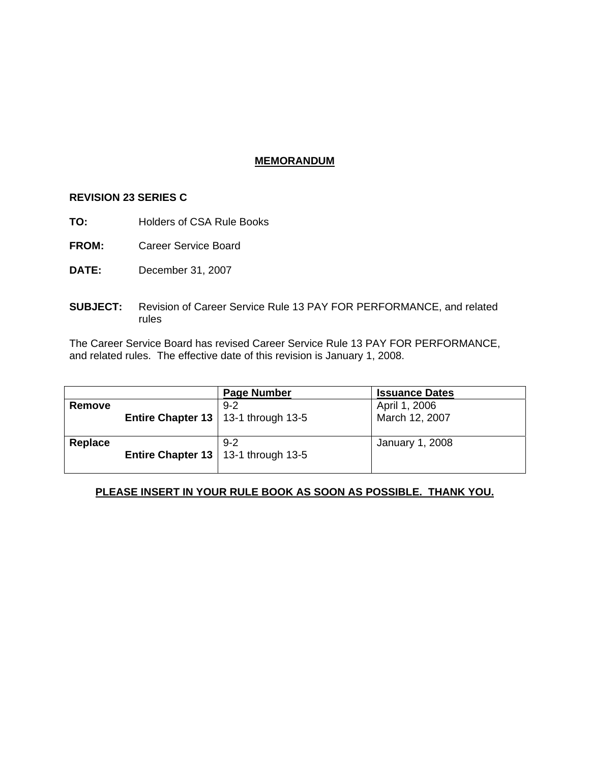# MEMORANDUM

**REVISION 23 SERIES C**

**TO:** Holders of CSA Rule Books

**FROM:** Career Service Board

**DATE:** December 31, 2007

**SUBJECT:** Revision of Career Service Rule 13 PAY FOR PERFORMANCE, and related rules

The Career Service Board has revised Career Service Rule 13 PAY FOR PERFORMANCE, and related rules. The effective date of this revision is January 1, 2008.

| | Page Number | Issuance Dates |
|---|---|---|
| **Remove**<br>**Entire Chapter 13** | 9-2<br>13-1 through 13-5 | April 1, 2006<br>March 12, 2007 |
| **Replace**<br>**Entire Chapter 13** | 9-2<br>13-1 through 13-5 | January 1, 2008 |

**PLEASE INSERT IN YOUR RULE BOOK AS SOON AS POSSIBLE. THANK YOU.**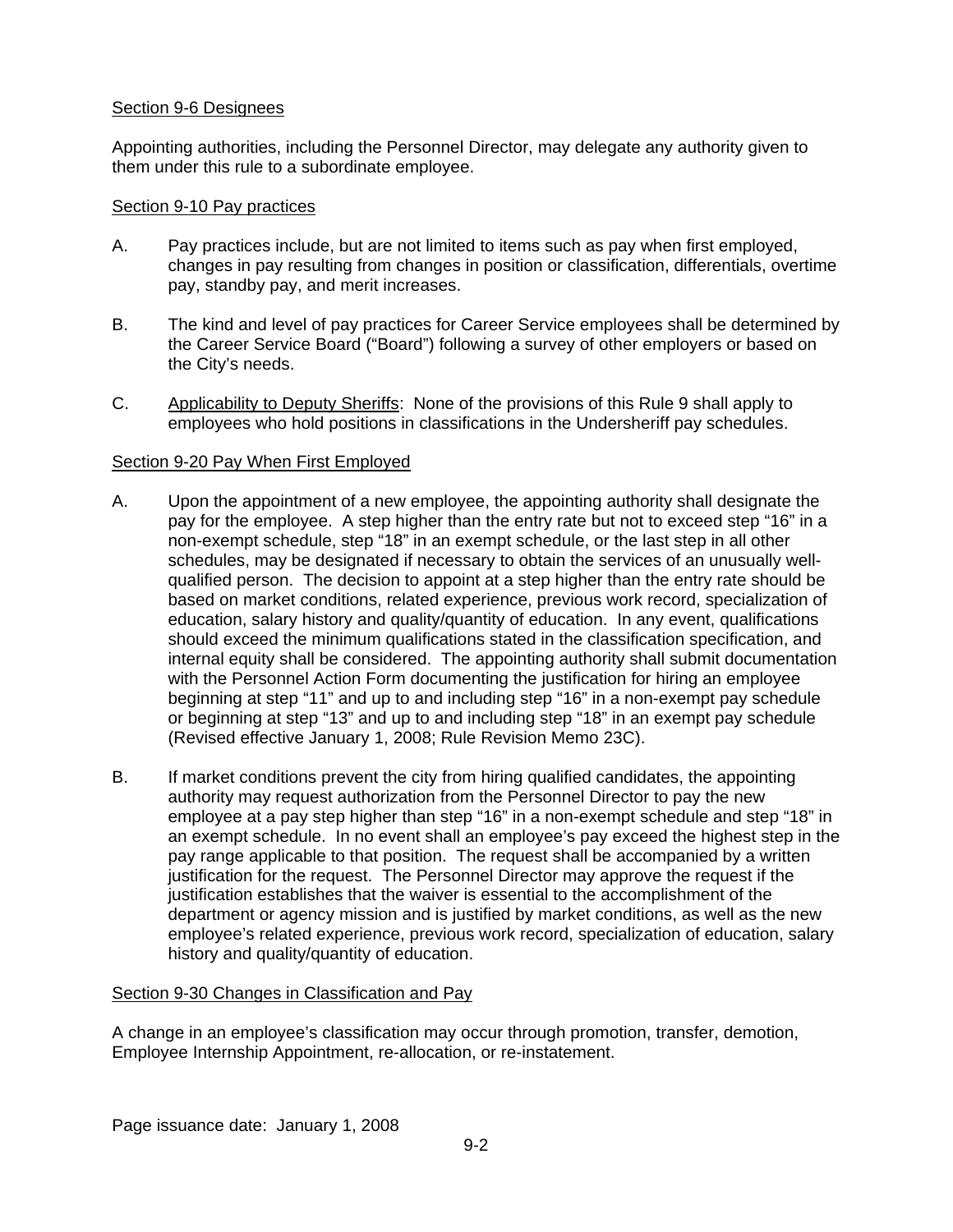Section 9-6 Designees

Appointing authorities, including the Personnel Director, may delegate any authority given to them under this rule to a subordinate employee.

Section 9-10 Pay practices

A. Pay practices include, but are not limited to items such as pay when first employed, changes in pay resulting from changes in position or classification, differentials, overtime pay, standby pay, and merit increases.

B. The kind and level of pay practices for Career Service employees shall be determined by the Career Service Board ("Board") following a survey of other employers or based on the City's needs.

C. Applicability to Deputy Sheriffs: None of the provisions of this Rule 9 shall apply to employees who hold positions in classifications in the Undersheriff pay schedules.

Section 9-20 Pay When First Employed

A. Upon the appointment of a new employee, the appointing authority shall designate the pay for the employee. A step higher than the entry rate but not to exceed step "16" in a non-exempt schedule, step "18" in an exempt schedule, or the last step in all other schedules, may be designated if necessary to obtain the services of an unusually well-qualified person. The decision to appoint at a step higher than the entry rate should be based on market conditions, related experience, previous work record, specialization of education, salary history and quality/quantity of education. In any event, qualifications should exceed the minimum qualifications stated in the classification specification, and internal equity shall be considered. The appointing authority shall submit documentation with the Personnel Action Form documenting the justification for hiring an employee beginning at step "11" and up to and including step "16" in a non-exempt pay schedule or beginning at step "13" and up to and including step "18" in an exempt pay schedule (Revised effective January 1, 2008; Rule Revision Memo 23C).

B. If market conditions prevent the city from hiring qualified candidates, the appointing authority may request authorization from the Personnel Director to pay the new employee at a pay step higher than step "16" in a non-exempt schedule and step "18" in an exempt schedule. In no event shall an employee's pay exceed the highest step in the pay range applicable to that position. The request shall be accompanied by a written justification for the request. The Personnel Director may approve the request if the justification establishes that the waiver is essential to the accomplishment of the department or agency mission and is justified by market conditions, as well as the new employee's related experience, previous work record, specialization of education, salary history and quality/quantity of education.

Section 9-30 Changes in Classification and Pay

A change in an employee's classification may occur through promotion, transfer, demotion, Employee Internship Appointment, re-allocation, or re-instatement.

Page issuance date: January 1, 2008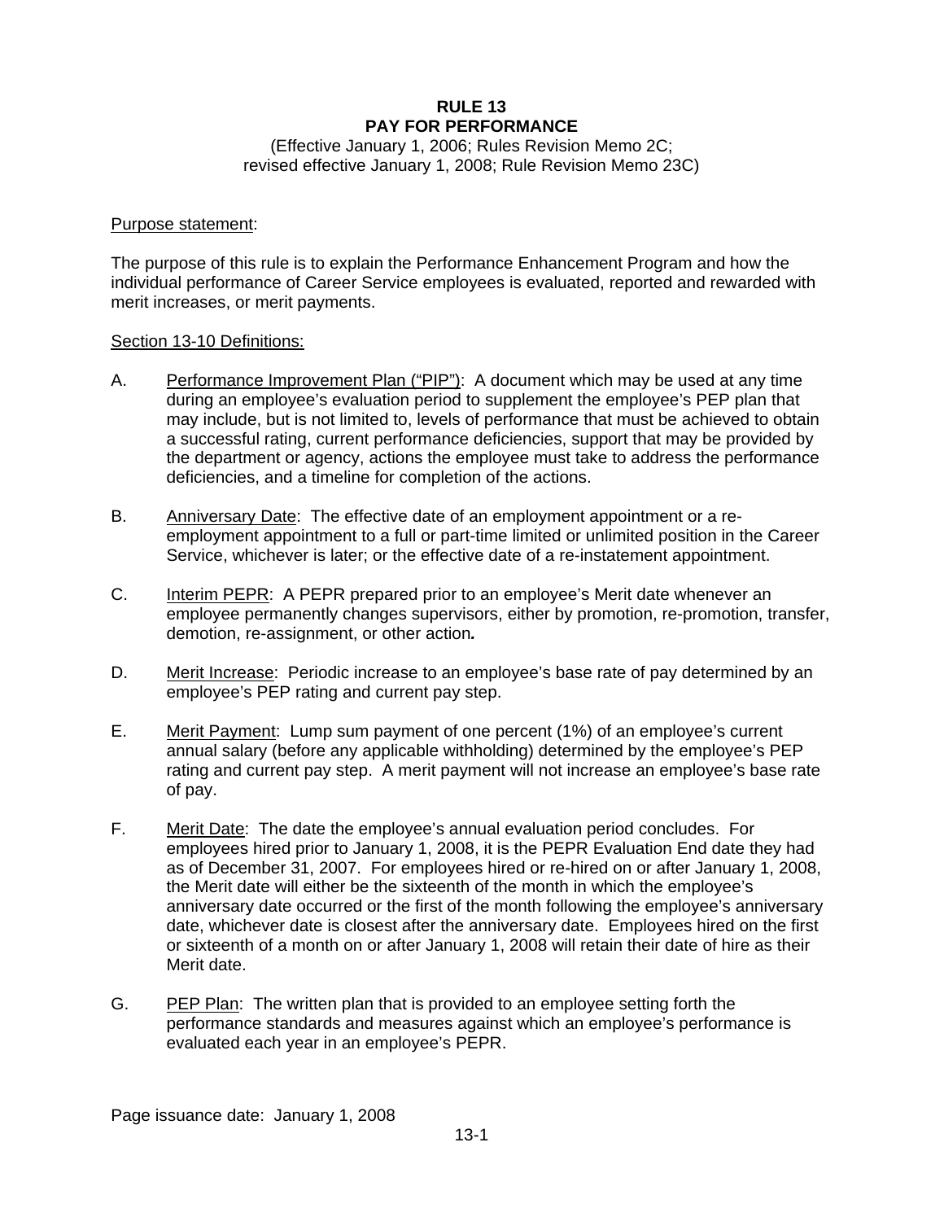**RULE 13**
**PAY FOR PERFORMANCE**

(Effective January 1, 2006; Rules Revision Memo 2C; revised effective January 1, 2008; Rule Revision Memo 23C)

Purpose statement:

The purpose of this rule is to explain the Performance Enhancement Program and how the individual performance of Career Service employees is evaluated, reported and rewarded with merit increases, or merit payments.

Section 13-10 Definitions:

A. Performance Improvement Plan ("PIP"): A document which may be used at any time during an employee's evaluation period to supplement the employee's PEP plan that may include, but is not limited to, levels of performance that must be achieved to obtain a successful rating, current performance deficiencies, support that may be provided by the department or agency, actions the employee must take to address the performance deficiencies, and a timeline for completion of the actions.

B. Anniversary Date: The effective date of an employment appointment or a re-employment appointment to a full or part-time limited or unlimited position in the Career Service, whichever is later; or the effective date of a re-instatement appointment.

C. Interim PEPR: A PEPR prepared prior to an employee's Merit date whenever an employee permanently changes supervisors, either by promotion, re-promotion, transfer, demotion, re-assignment, or other action.

D. Merit Increase: Periodic increase to an employee's base rate of pay determined by an employee's PEP rating and current pay step.

E. Merit Payment: Lump sum payment of one percent (1%) of an employee's current annual salary (before any applicable withholding) determined by the employee's PEP rating and current pay step. A merit payment will not increase an employee's base rate of pay.

F. Merit Date: The date the employee's annual evaluation period concludes. For employees hired prior to January 1, 2008, it is the PEPR Evaluation End date they had as of December 31, 2007. For employees hired or re-hired on or after January 1, 2008, the Merit date will either be the sixteenth of the month in which the employee's anniversary date occurred or the first of the month following the employee's anniversary date, whichever date is closest after the anniversary date. Employees hired on the first or sixteenth of a month on or after January 1, 2008 will retain their date of hire as their Merit date.

G. PEP Plan: The written plan that is provided to an employee setting forth the performance standards and measures against which an employee's performance is evaluated each year in an employee's PEPR.

Page issuance date: January 1, 2008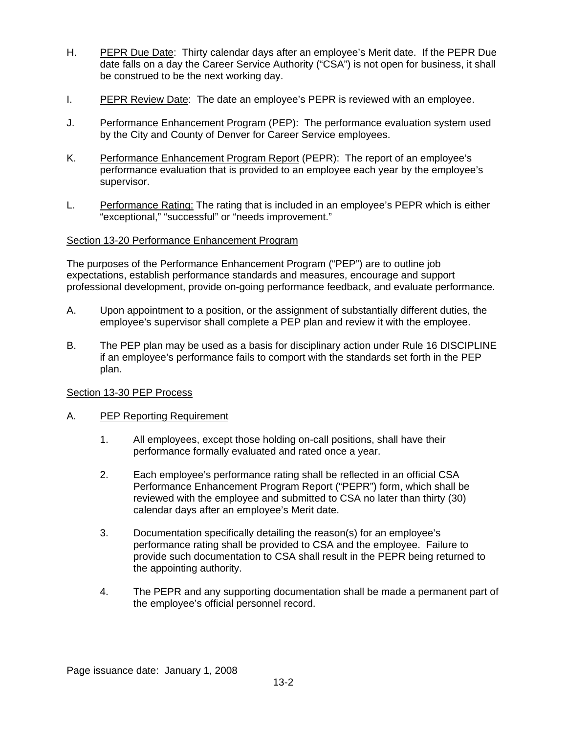H. <u>PEPR Due Date</u>: Thirty calendar days after an employee's Merit date. If the PEPR Due date falls on a day the Career Service Authority ("CSA") is not open for business, it shall be construed to be the next working day.

I. <u>PEPR Review Date</u>: The date an employee's PEPR is reviewed with an employee.

J. <u>Performance Enhancement Program</u> (PEP): The performance evaluation system used by the City and County of Denver for Career Service employees.

K. <u>Performance Enhancement Program Report</u> (PEPR): The report of an employee's performance evaluation that is provided to an employee each year by the employee's supervisor.

L. <u>Performance Rating:</u> The rating that is included in an employee's PEPR which is either "exceptional," "successful" or "needs improvement."

## Section 13-20 Performance Enhancement Program

The purposes of the Performance Enhancement Program ("PEP") are to outline job expectations, establish performance standards and measures, encourage and support professional development, provide on-going performance feedback, and evaluate performance.

A. Upon appointment to a position, or the assignment of substantially different duties, the employee's supervisor shall complete a PEP plan and review it with the employee.

B. The PEP plan may be used as a basis for disciplinary action under Rule 16 DISCIPLINE if an employee's performance fails to comport with the standards set forth in the PEP plan.

## Section 13-30 PEP Process

A. <u>PEP Reporting Requirement</u>

1. All employees, except those holding on-call positions, shall have their performance formally evaluated and rated once a year.

2. Each employee's performance rating shall be reflected in an official CSA Performance Enhancement Program Report ("PEPR") form, which shall be reviewed with the employee and submitted to CSA no later than thirty (30) calendar days after an employee's Merit date.

3. Documentation specifically detailing the reason(s) for an employee's performance rating shall be provided to CSA and the employee. Failure to provide such documentation to CSA shall result in the PEPR being returned to the appointing authority.

4. The PEPR and any supporting documentation shall be made a permanent part of the employee's official personnel record.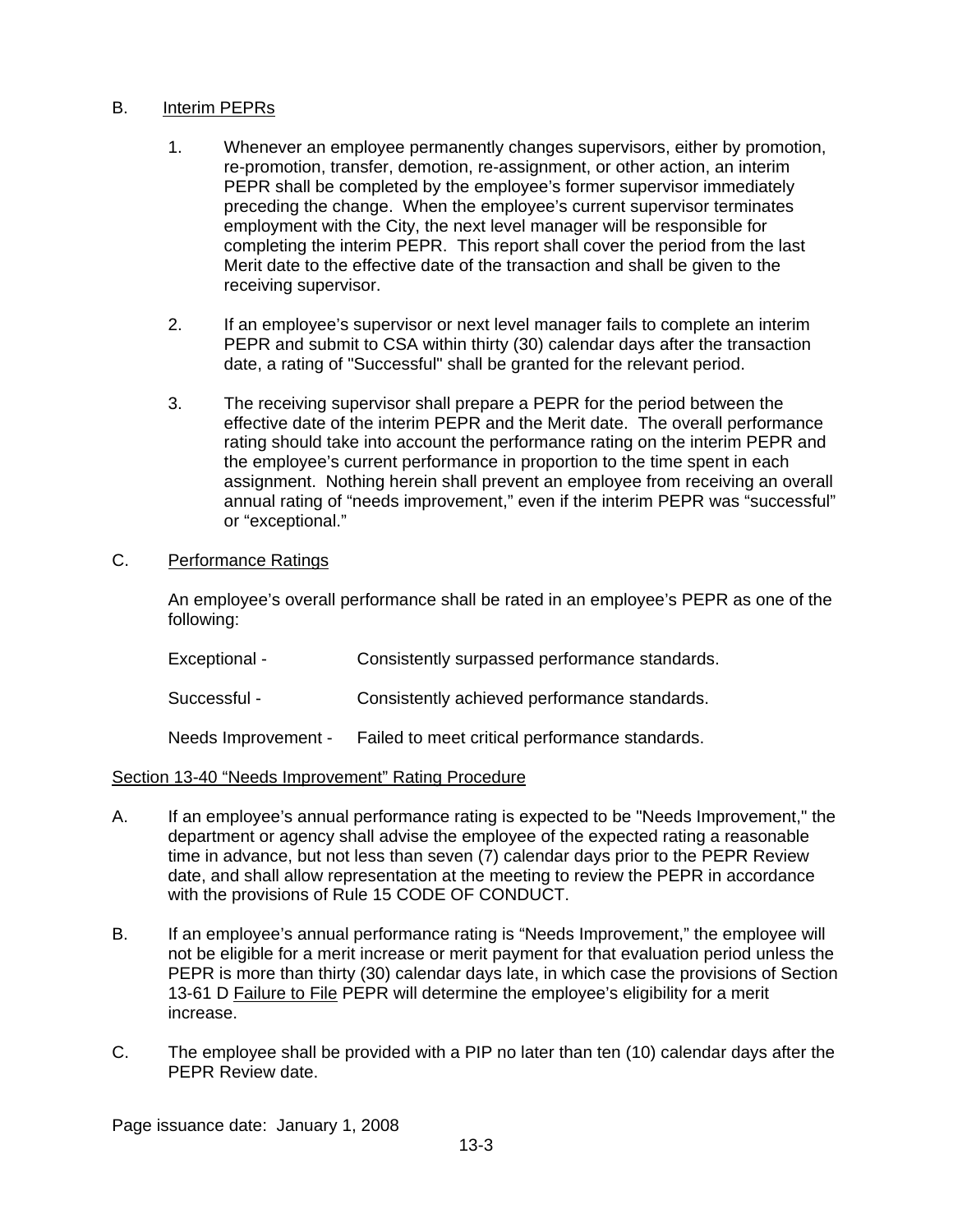B. Interim PEPRs

1. Whenever an employee permanently changes supervisors, either by promotion, re-promotion, transfer, demotion, re-assignment, or other action, an interim PEPR shall be completed by the employee's former supervisor immediately preceding the change. When the employee's current supervisor terminates employment with the City, the next level manager will be responsible for completing the interim PEPR. This report shall cover the period from the last Merit date to the effective date of the transaction and shall be given to the receiving supervisor.

2. If an employee's supervisor or next level manager fails to complete an interim PEPR and submit to CSA within thirty (30) calendar days after the transaction date, a rating of "Successful" shall be granted for the relevant period.

3. The receiving supervisor shall prepare a PEPR for the period between the effective date of the interim PEPR and the Merit date. The overall performance rating should take into account the performance rating on the interim PEPR and the employee's current performance in proportion to the time spent in each assignment. Nothing herein shall prevent an employee from receiving an overall annual rating of "needs improvement," even if the interim PEPR was "successful" or "exceptional."

C. Performance Ratings

An employee's overall performance shall be rated in an employee's PEPR as one of the following:

Exceptional - Consistently surpassed performance standards.

Successful - Consistently achieved performance standards.

Needs Improvement - Failed to meet critical performance standards.

Section 13-40 "Needs Improvement" Rating Procedure

A. If an employee's annual performance rating is expected to be "Needs Improvement," the department or agency shall advise the employee of the expected rating a reasonable time in advance, but not less than seven (7) calendar days prior to the PEPR Review date, and shall allow representation at the meeting to review the PEPR in accordance with the provisions of Rule 15 CODE OF CONDUCT.

B. If an employee's annual performance rating is "Needs Improvement," the employee will not be eligible for a merit increase or merit payment for that evaluation period unless the PEPR is more than thirty (30) calendar days late, in which case the provisions of Section 13-61 D Failure to File PEPR will determine the employee's eligibility for a merit increase.

C. The employee shall be provided with a PIP no later than ten (10) calendar days after the PEPR Review date.

Page issuance date: January 1, 2008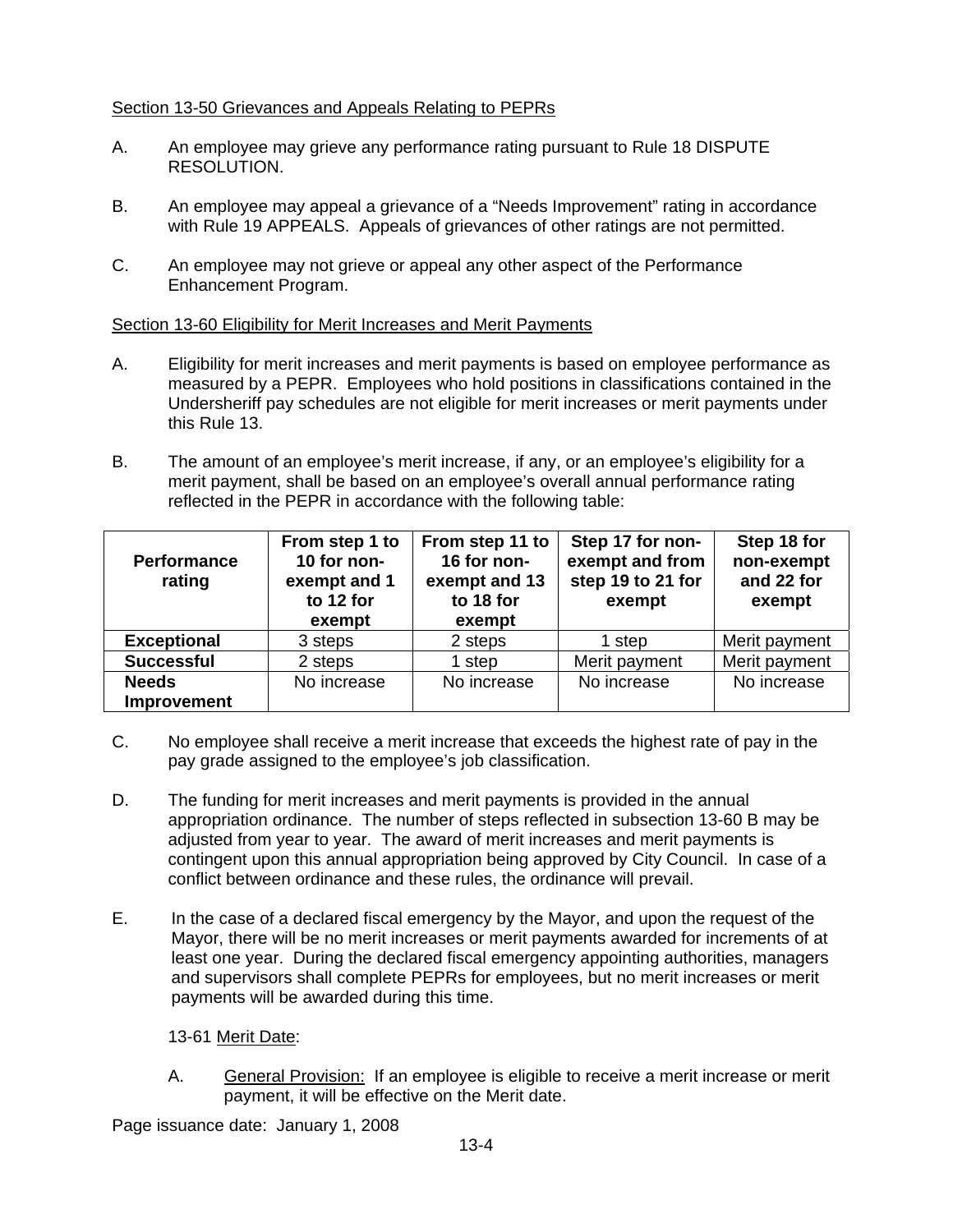Section 13-50 Grievances and Appeals Relating to PEPRs

A. An employee may grieve any performance rating pursuant to Rule 18 DISPUTE RESOLUTION.

B. An employee may appeal a grievance of a "Needs Improvement" rating in accordance with Rule 19 APPEALS. Appeals of grievances of other ratings are not permitted.

C. An employee may not grieve or appeal any other aspect of the Performance Enhancement Program.

Section 13-60 Eligibility for Merit Increases and Merit Payments

A. Eligibility for merit increases and merit payments is based on employee performance as measured by a PEPR. Employees who hold positions in classifications contained in the Undersheriff pay schedules are not eligible for merit increases or merit payments under this Rule 13.

B. The amount of an employee's merit increase, if any, or an employee's eligibility for a merit payment, shall be based on an employee's overall annual performance rating reflected in the PEPR in accordance with the following table:

| Performance rating | From step 1 to 10 for non-exempt and 1 to 12 for exempt | From step 11 to 16 for non-exempt and 13 to 18 for exempt | Step 17 for non-exempt and from step 19 to 21 for exempt | Step 18 for non-exempt and 22 for exempt |
|---|---|---|---|---|
| **Exceptional** | 3 steps | 2 steps | 1 step | Merit payment |
| **Successful** | 2 steps | 1 step | Merit payment | Merit payment |
| **Needs Improvement** | No increase | No increase | No increase | No increase |

C. No employee shall receive a merit increase that exceeds the highest rate of pay in the pay grade assigned to the employee's job classification.

D. The funding for merit increases and merit payments is provided in the annual appropriation ordinance. The number of steps reflected in subsection 13-60 B may be adjusted from year to year. The award of merit increases and merit payments is contingent upon this annual appropriation being approved by City Council. In case of a conflict between ordinance and these rules, the ordinance will prevail.

E. In the case of a declared fiscal emergency by the Mayor, and upon the request of the Mayor, there will be no merit increases or merit payments awarded for increments of at least one year. During the declared fiscal emergency appointing authorities, managers and supervisors shall complete PEPRs for employees, but no merit increases or merit payments will be awarded during this time.

13-61 Merit Date:

A. General Provision: If an employee is eligible to receive a merit increase or merit payment, it will be effective on the Merit date.

Page issuance date: January 1, 2008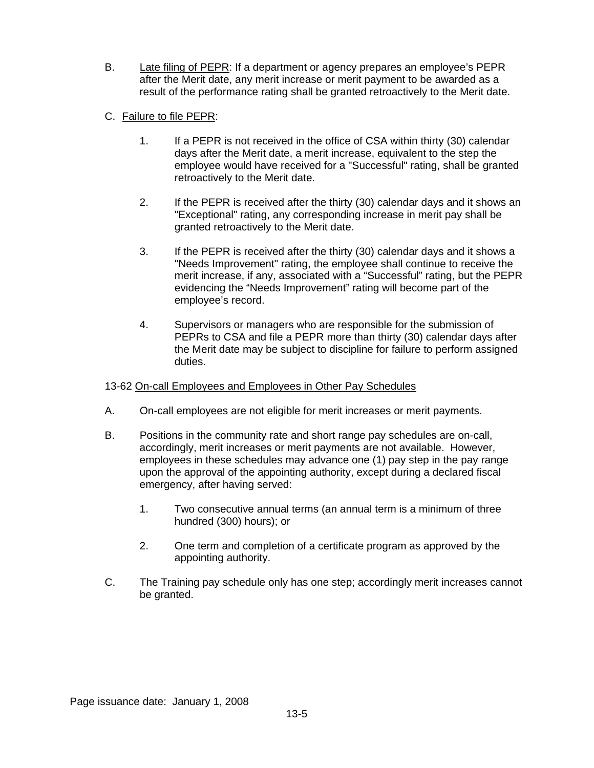B. Late filing of PEPR: If a department or agency prepares an employee's PEPR after the Merit date, any merit increase or merit payment to be awarded as a result of the performance rating shall be granted retroactively to the Merit date.

C. Failure to file PEPR:

1. If a PEPR is not received in the office of CSA within thirty (30) calendar days after the Merit date, a merit increase, equivalent to the step the employee would have received for a "Successful" rating, shall be granted retroactively to the Merit date.

2. If the PEPR is received after the thirty (30) calendar days and it shows an "Exceptional" rating, any corresponding increase in merit pay shall be granted retroactively to the Merit date.

3. If the PEPR is received after the thirty (30) calendar days and it shows a "Needs Improvement" rating, the employee shall continue to receive the merit increase, if any, associated with a "Successful" rating, but the PEPR evidencing the "Needs Improvement" rating will become part of the employee's record.

4. Supervisors or managers who are responsible for the submission of PEPRs to CSA and file a PEPR more than thirty (30) calendar days after the Merit date may be subject to discipline for failure to perform assigned duties.

13-62 On-call Employees and Employees in Other Pay Schedules

A. On-call employees are not eligible for merit increases or merit payments.

B. Positions in the community rate and short range pay schedules are on-call, accordingly, merit increases or merit payments are not available. However, employees in these schedules may advance one (1) pay step in the pay range upon the approval of the appointing authority, except during a declared fiscal emergency, after having served:

1. Two consecutive annual terms (an annual term is a minimum of three hundred (300) hours); or

2. One term and completion of a certificate program as approved by the appointing authority.

C. The Training pay schedule only has one step; accordingly merit increases cannot be granted.

Page issuance date: January 1, 2008